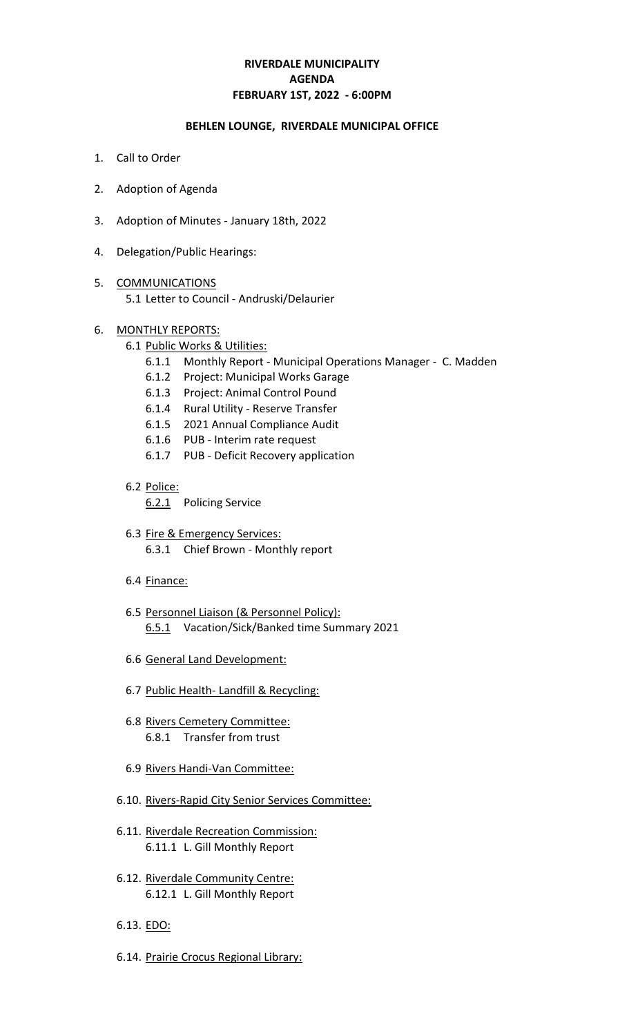# RIVERDALE MUNICIPALITY
# AGENDA
# FEBRUARY 1ST, 2022 - 6:00PM

## BEHLEN LOUNGE, RIVERDALE MUNICIPAL OFFICE

1. Call to Order

2. Adoption of Agenda

3. Adoption of Minutes - January 18th, 2022

4. Delegation/Public Hearings:

5. COMMUNICATIONS
   - 5.1 Letter to Council - Andruski/Delaurier

6. MONTHLY REPORTS:
   - 6.1 Public Works & Utilities:
     - 6.1.1 Monthly Report - Municipal Operations Manager - C. Madden
     - 6.1.2 Project: Municipal Works Garage
     - 6.1.3 Project: Animal Control Pound
     - 6.1.4 Rural Utility - Reserve Transfer
     - 6.1.5 2021 Annual Compliance Audit
     - 6.1.6 PUB - Interim rate request
     - 6.1.7 PUB - Deficit Recovery application
   - 6.2 Police:
     - 6.2.1 Policing Service
   - 6.3 Fire & Emergency Services:
     - 6.3.1 Chief Brown - Monthly report
   - 6.4 Finance:
   - 6.5 Personnel Liaison (& Personnel Policy):
     - 6.5.1 Vacation/Sick/Banked time Summary 2021
   - 6.6 General Land Development:
   - 6.7 Public Health- Landfill & Recycling:
   - 6.8 Rivers Cemetery Committee:
     - 6.8.1 Transfer from trust
   - 6.9 Rivers Handi-Van Committee:
   - 6.10. Rivers-Rapid City Senior Services Committee:
   - 6.11. Riverdale Recreation Commission:
     - 6.11.1 L. Gill Monthly Report
   - 6.12. Riverdale Community Centre:
     - 6.12.1 L. Gill Monthly Report
   - 6.13. EDO:
   - 6.14. Prairie Crocus Regional Library: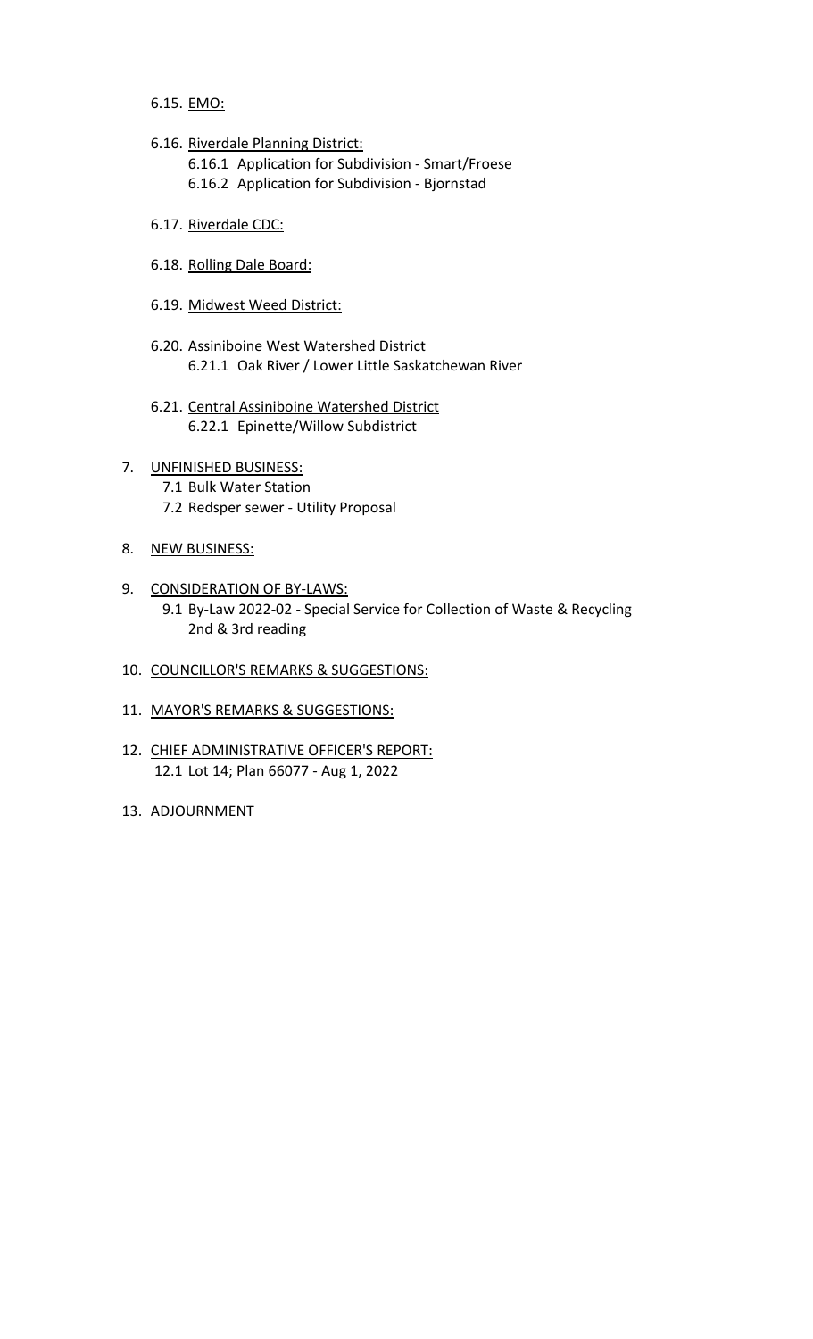6.15. <u>EMO:</u>

6.16. <u>Riverdale Planning District:</u>
  - 6.16.1 Application for Subdivision - Smart/Froese
  - 6.16.2 Application for Subdivision - Bjornstad

6.17. <u>Riverdale CDC:</u>

6.18. <u>Rolling Dale Board:</u>

6.19. <u>Midwest Weed District:</u>

6.20. <u>Assiniboine West Watershed District</u>
  - 6.21.1 Oak River / Lower Little Saskatchewan River

6.21. <u>Central Assiniboine Watershed District</u>
  - 6.22.1 Epinette/Willow Subdistrict

7. <u>UNFINISHED BUSINESS:</u>
   - 7.1 Bulk Water Station
   - 7.2 Redsper sewer - Utility Proposal

8. <u>NEW BUSINESS:</u>

9. <u>CONSIDERATION OF BY-LAWS:</u>
   - 9.1 By-Law 2022-02 - Special Service for Collection of Waste & Recycling 2nd & 3rd reading

10. <u>COUNCILLOR'S REMARKS & SUGGESTIONS:</u>

11. <u>MAYOR'S REMARKS & SUGGESTIONS:</u>

12. <u>CHIEF ADMINISTRATIVE OFFICER'S REPORT:</u>
    - 12.1 Lot 14; Plan 66077 - Aug 1, 2022

13. <u>ADJOURNMENT</u>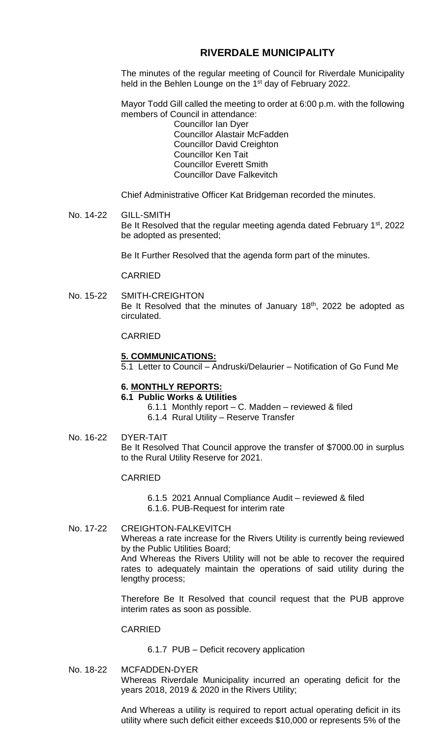# RIVERDALE MUNICIPALITY

The minutes of the regular meeting of Council for Riverdale Municipality held in the Behlen Lounge on the 1st day of February 2022.

Mayor Todd Gill called the meeting to order at 6:00 p.m. with the following members of Council in attendance:

Councillor Ian Dyer
Councillor Alastair McFadden
Councillor David Creighton
Councillor Ken Tait
Councillor Everett Smith
Councillor Dave Falkevitch

Chief Administrative Officer Kat Bridgeman recorded the minutes.

No. 14-22 GILL-SMITH

Be It Resolved that the regular meeting agenda dated February 1st, 2022 be adopted as presented;

Be It Further Resolved that the agenda form part of the minutes.

CARRIED

No. 15-22 SMITH-CREIGHTON

Be It Resolved that the minutes of January 18th, 2022 be adopted as circulated.

CARRIED

**5. COMMUNICATIONS:**

5.1 Letter to Council – Andruski/Delaurier – Notification of Go Fund Me

**6. MONTHLY REPORTS:**

**6.1 Public Works & Utilities**

6.1.1 Monthly report – C. Madden – reviewed & filed
6.1.4 Rural Utility – Reserve Transfer

No. 16-22 DYER-TAIT

Be It Resolved That Council approve the transfer of $7000.00 in surplus to the Rural Utility Reserve for 2021.

CARRIED

6.1.5 2021 Annual Compliance Audit – reviewed & filed
6.1.6. PUB-Request for interim rate

No. 17-22 CREIGHTON-FALKEVITCH

Whereas a rate increase for the Rivers Utility is currently being reviewed by the Public Utilities Board;

And Whereas the Rivers Utility will not be able to recover the required rates to adequately maintain the operations of said utility during the lengthy process;

Therefore Be It Resolved that council request that the PUB approve interim rates as soon as possible.

CARRIED

6.1.7 PUB – Deficit recovery application

No. 18-22 MCFADDEN-DYER

Whereas Riverdale Municipality incurred an operating deficit for the years 2018, 2019 & 2020 in the Rivers Utility;

And Whereas a utility is required to report actual operating deficit in its utility where such deficit either exceeds $10,000 or represents 5% of the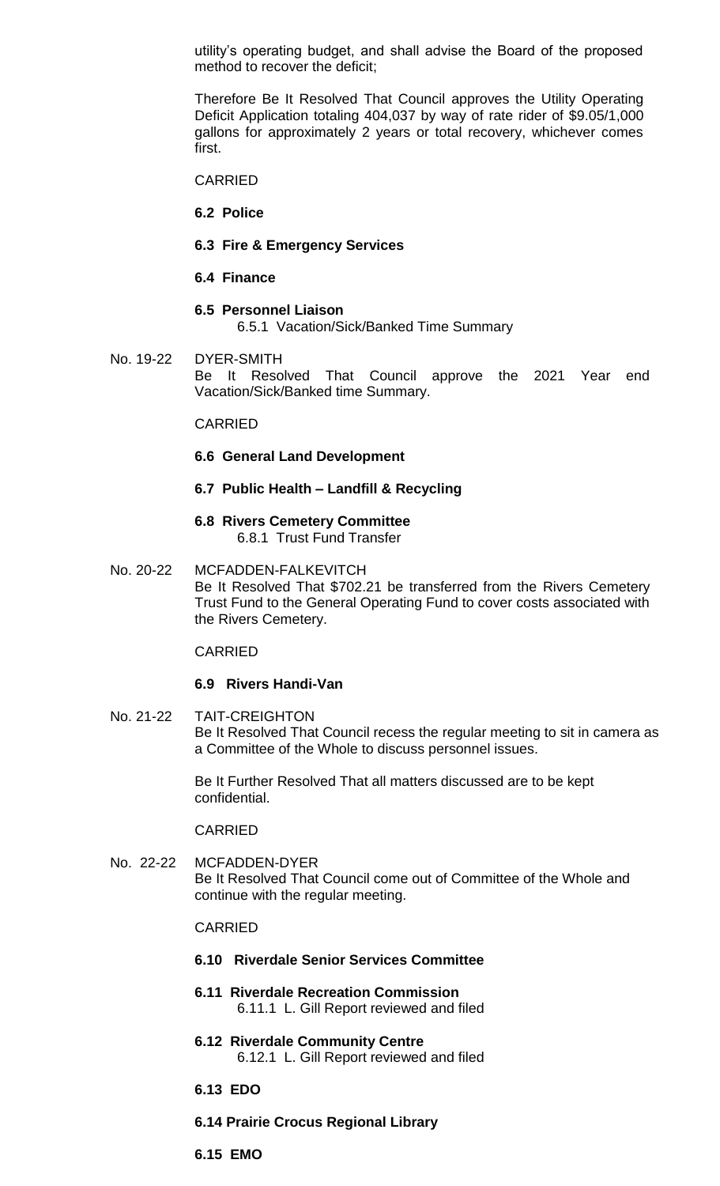utility's operating budget, and shall advise the Board of the proposed method to recover the deficit;

Therefore Be It Resolved That Council approves the Utility Operating Deficit Application totaling 404,037 by way of rate rider of $9.05/1,000 gallons for approximately 2 years or total recovery, whichever comes first.

CARRIED

**6.2 Police**

**6.3 Fire & Emergency Services**

**6.4 Finance**

**6.5 Personnel Liaison**

6.5.1 Vacation/Sick/Banked Time Summary

No. 19-22 DYER-SMITH

Be It Resolved That Council approve the 2021 Year end Vacation/Sick/Banked time Summary.

CARRIED

**6.6 General Land Development**

**6.7 Public Health – Landfill & Recycling**

**6.8 Rivers Cemetery Committee**

6.8.1 Trust Fund Transfer

No. 20-22 MCFADDEN-FALKEVITCH

Be It Resolved That $702.21 be transferred from the Rivers Cemetery Trust Fund to the General Operating Fund to cover costs associated with the Rivers Cemetery.

CARRIED

**6.9 Rivers Handi-Van**

No. 21-22 TAIT-CREIGHTON

Be It Resolved That Council recess the regular meeting to sit in camera as a Committee of the Whole to discuss personnel issues.

Be It Further Resolved That all matters discussed are to be kept confidential.

CARRIED

No. 22-22 MCFADDEN-DYER

Be It Resolved That Council come out of Committee of the Whole and continue with the regular meeting.

CARRIED

**6.10 Riverdale Senior Services Committee**

**6.11 Riverdale Recreation Commission**

6.11.1 L. Gill Report reviewed and filed

**6.12 Riverdale Community Centre**

6.12.1 L. Gill Report reviewed and filed

**6.13 EDO**

**6.14 Prairie Crocus Regional Library**

**6.15 EMO**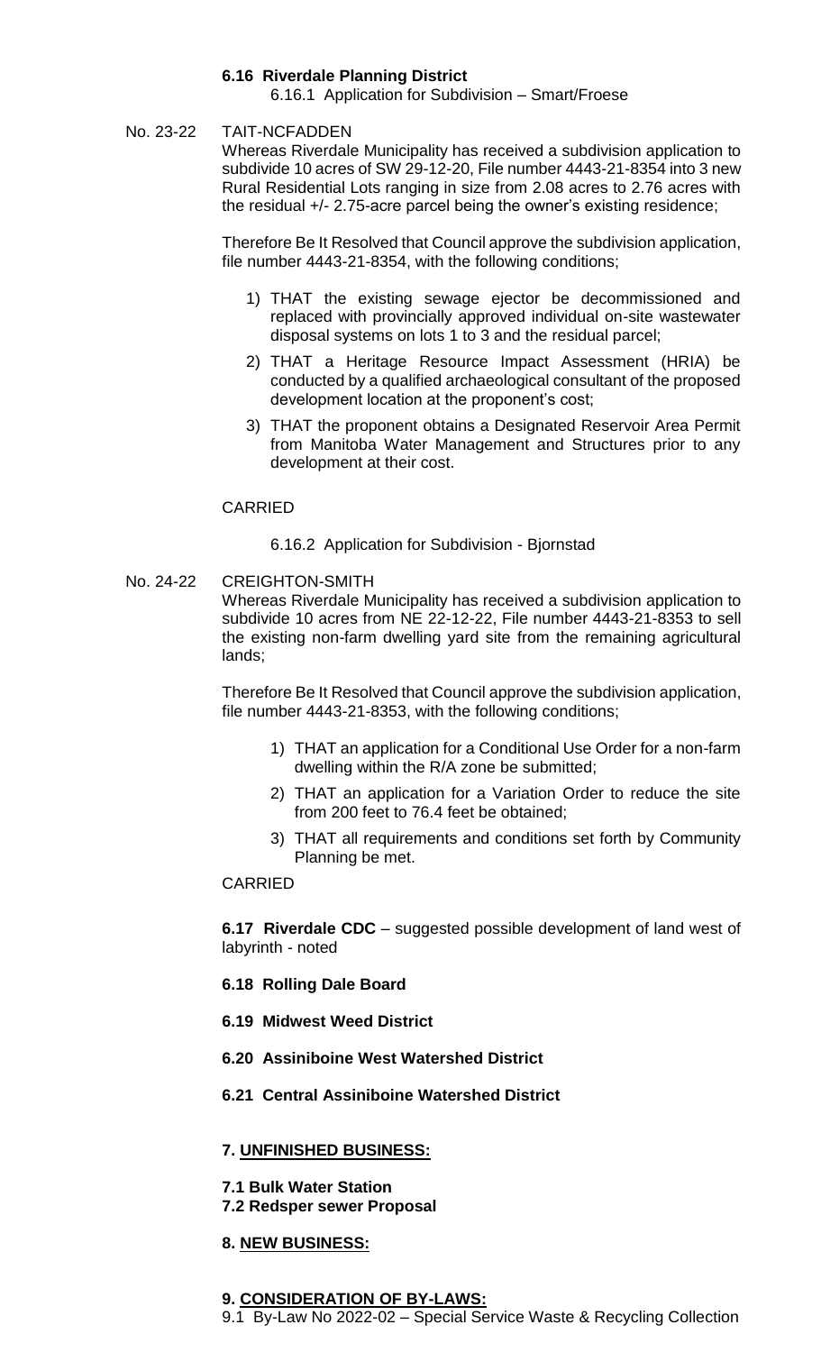**6.16 Riverdale Planning District**

6.16.1 Application for Subdivision – Smart/Froese

No. 23-22 TAIT-NCFADDEN

Whereas Riverdale Municipality has received a subdivision application to subdivide 10 acres of SW 29-12-20, File number 4443-21-8354 into 3 new Rural Residential Lots ranging in size from 2.08 acres to 2.76 acres with the residual +/- 2.75-acre parcel being the owner's existing residence;

Therefore Be It Resolved that Council approve the subdivision application, file number 4443-21-8354, with the following conditions;

1) THAT the existing sewage ejector be decommissioned and replaced with provincially approved individual on-site wastewater disposal systems on lots 1 to 3 and the residual parcel;
2) THAT a Heritage Resource Impact Assessment (HRIA) be conducted by a qualified archaeological consultant of the proposed development location at the proponent's cost;
3) THAT the proponent obtains a Designated Reservoir Area Permit from Manitoba Water Management and Structures prior to any development at their cost.

CARRIED

6.16.2 Application for Subdivision - Bjornstad

No. 24-22 CREIGHTON-SMITH

Whereas Riverdale Municipality has received a subdivision application to subdivide 10 acres from NE 22-12-22, File number 4443-21-8353 to sell the existing non-farm dwelling yard site from the remaining agricultural lands;

Therefore Be It Resolved that Council approve the subdivision application, file number 4443-21-8353, with the following conditions;

1) THAT an application for a Conditional Use Order for a non-farm dwelling within the R/A zone be submitted;
2) THAT an application for a Variation Order to reduce the site from 200 feet to 76.4 feet be obtained;
3) THAT all requirements and conditions set forth by Community Planning be met.

CARRIED

**6.17 Riverdale CDC** – suggested possible development of land west of labyrinth - noted

**6.18 Rolling Dale Board**

**6.19 Midwest Weed District**

**6.20 Assiniboine West Watershed District**

**6.21 Central Assiniboine Watershed District**

**7. UNFINISHED BUSINESS:**

**7.1 Bulk Water Station**

**7.2 Redsper sewer Proposal**

**8. NEW BUSINESS:**

**9. CONSIDERATION OF BY-LAWS:**

9.1 By-Law No 2022-02 – Special Service Waste & Recycling Collection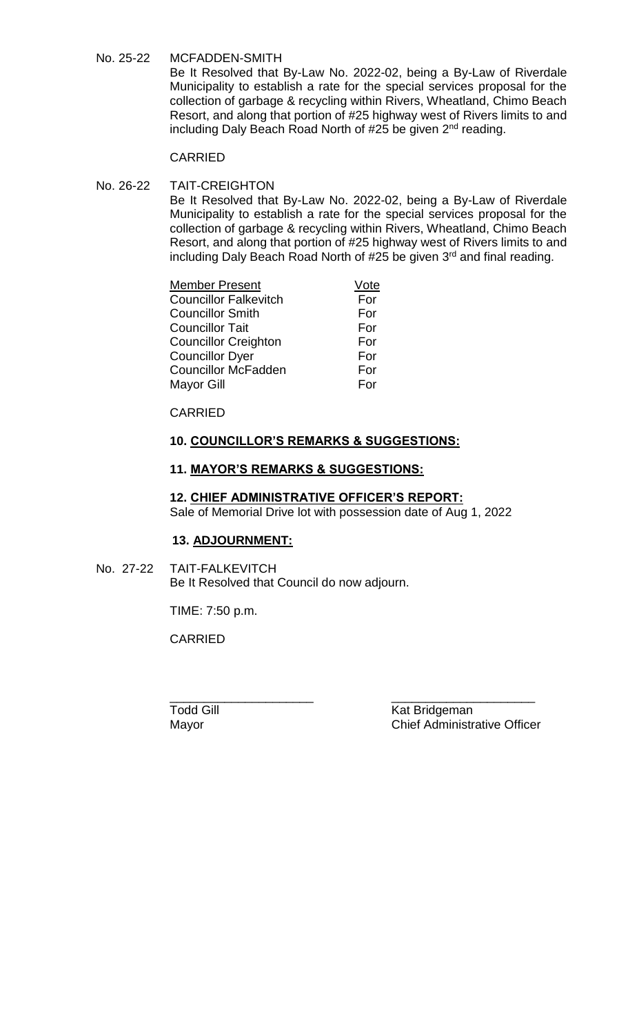No. 25-22 MCFADDEN-SMITH

Be It Resolved that By-Law No. 2022-02, being a By-Law of Riverdale Municipality to establish a rate for the special services proposal for the collection of garbage & recycling within Rivers, Wheatland, Chimo Beach Resort, and along that portion of #25 highway west of Rivers limits to and including Daly Beach Road North of #25 be given 2nd reading.

CARRIED

No. 26-22 TAIT-CREIGHTON

Be It Resolved that By-Law No. 2022-02, being a By-Law of Riverdale Municipality to establish a rate for the special services proposal for the collection of garbage & recycling within Rivers, Wheatland, Chimo Beach Resort, and along that portion of #25 highway west of Rivers limits to and including Daly Beach Road North of #25 be given 3rd and final reading.

| Member Present | Vote |
|---|---|
| Councillor Falkevitch | For |
| Councillor Smith | For |
| Councillor Tait | For |
| Councillor Creighton | For |
| Councillor Dyer | For |
| Councillor McFadden | For |
| Mayor Gill | For |

CARRIED

**10. COUNCILLOR'S REMARKS & SUGGESTIONS:**

**11. MAYOR'S REMARKS & SUGGESTIONS:**

**12. CHIEF ADMINISTRATIVE OFFICER'S REPORT:**

Sale of Memorial Drive lot with possession date of Aug 1, 2022

**13. ADJOURNMENT:**

No. 27-22 TAIT-FALKEVITCH

Be It Resolved that Council do now adjourn.

TIME: 7:50 p.m.

CARRIED

_____________________ _____________________

Todd Gill — Mayor

Kat Bridgeman — Chief Administrative Officer